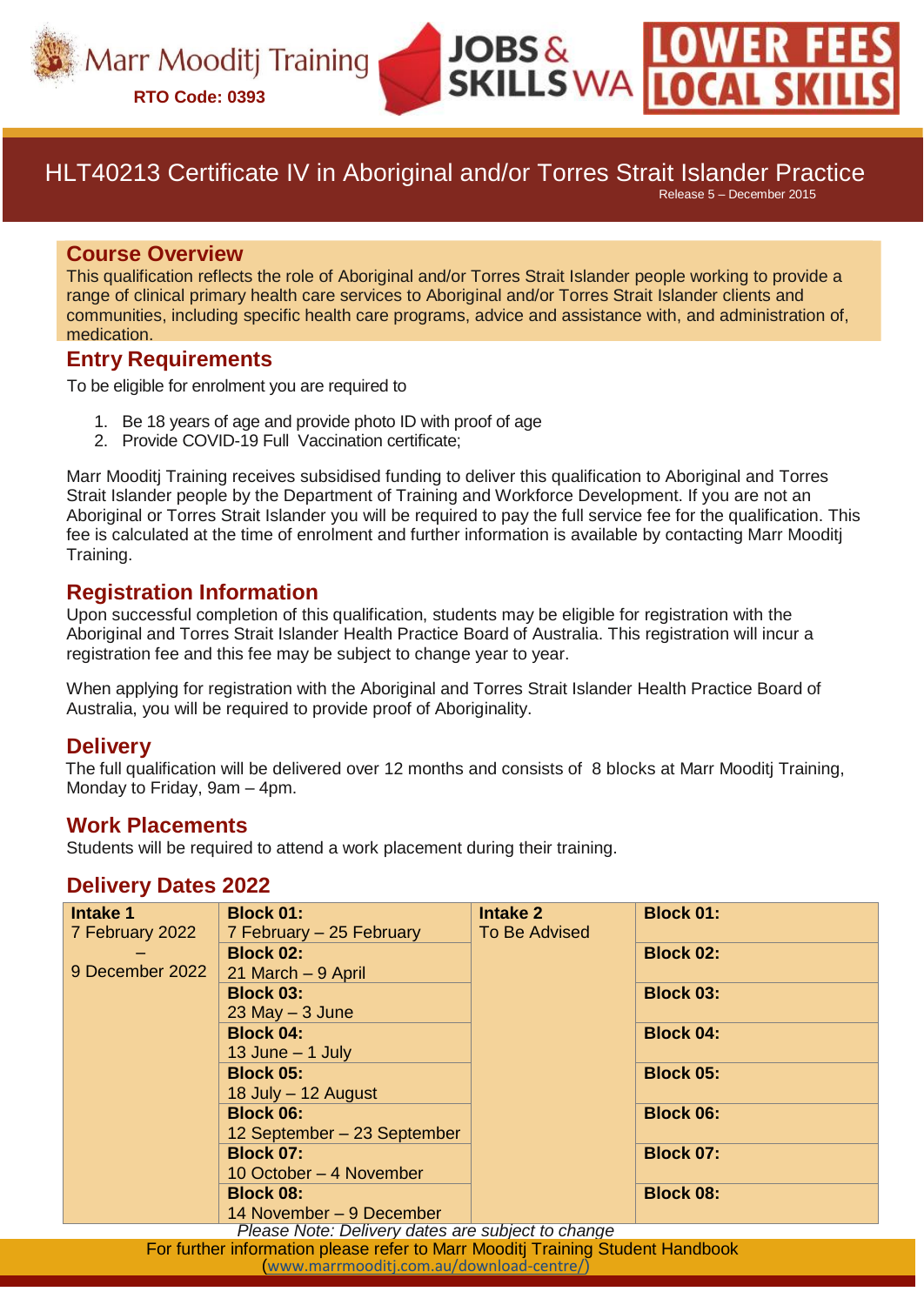Marr Mooditj Training

**RTO Code: 0393**

JOBS & SKILLS WA

LOWER FEES LOCAL SKILLS

# HLT40213 Certificate IV in Aboriginal and/or Torres Strait Islander Practice

Release 5 – December 2015

## Course Overview

This qualification reflects the role of Aboriginal and/or Torres Strait Islander people working to provide a range of clinical primary health care services to Aboriginal and/or Torres Strait Islander clients and communities, including specific health care programs, advice and assistance with, and administration of, medication.

## Entry Requirements

To be eligible for enrolment you are required to

1. Be 18 years of age and provide photo ID with proof of age
2. Provide COVID-19 Full Vaccination certificate;

Marr Mooditj Training receives subsidised funding to deliver this qualification to Aboriginal and Torres Strait Islander people by the Department of Training and Workforce Development. If you are not an Aboriginal or Torres Strait Islander you will be required to pay the full service fee for the qualification. This fee is calculated at the time of enrolment and further information is available by contacting Marr Mooditj Training.

## Registration Information

Upon successful completion of this qualification, students may be eligible for registration with the Aboriginal and Torres Strait Islander Health Practice Board of Australia. This registration will incur a registration fee and this fee may be subject to change year to year.

When applying for registration with the Aboriginal and Torres Strait Islander Health Practice Board of Australia, you will be required to provide proof of Aboriginality.

## Delivery

The full qualification will be delivered over 12 months and consists of 8 blocks at Marr Mooditj Training, Monday to Friday, 9am – 4pm.

## Work Placements

Students will be required to attend a work placement during their training.

## Delivery Dates 2022

| **Intake 1** | | **Intake 2** | |
|---|---|---|---|
| 7 February 2022 – 9 December 2022 | **Block 01:** 7 February – 25 February | To Be Advised | **Block 01:** |
| | **Block 02:** 21 March – 9 April | | **Block 02:** |
| | **Block 03:** 23 May – 3 June | | **Block 03:** |
| | **Block 04:** 13 June – 1 July | | **Block 04:** |
| | **Block 05:** 18 July – 12 August | | **Block 05:** |
| | **Block 06:** 12 September – 23 September | | **Block 06:** |
| | **Block 07:** 10 October – 4 November | | **Block 07:** |
| | **Block 08:** 14 November – 9 December | | **Block 08:** |

*Please Note: Delivery dates are subject to change*

For further information please refer to Marr Mooditj Training Student Handbook (www.marrmooditj.com.au/download-centre/)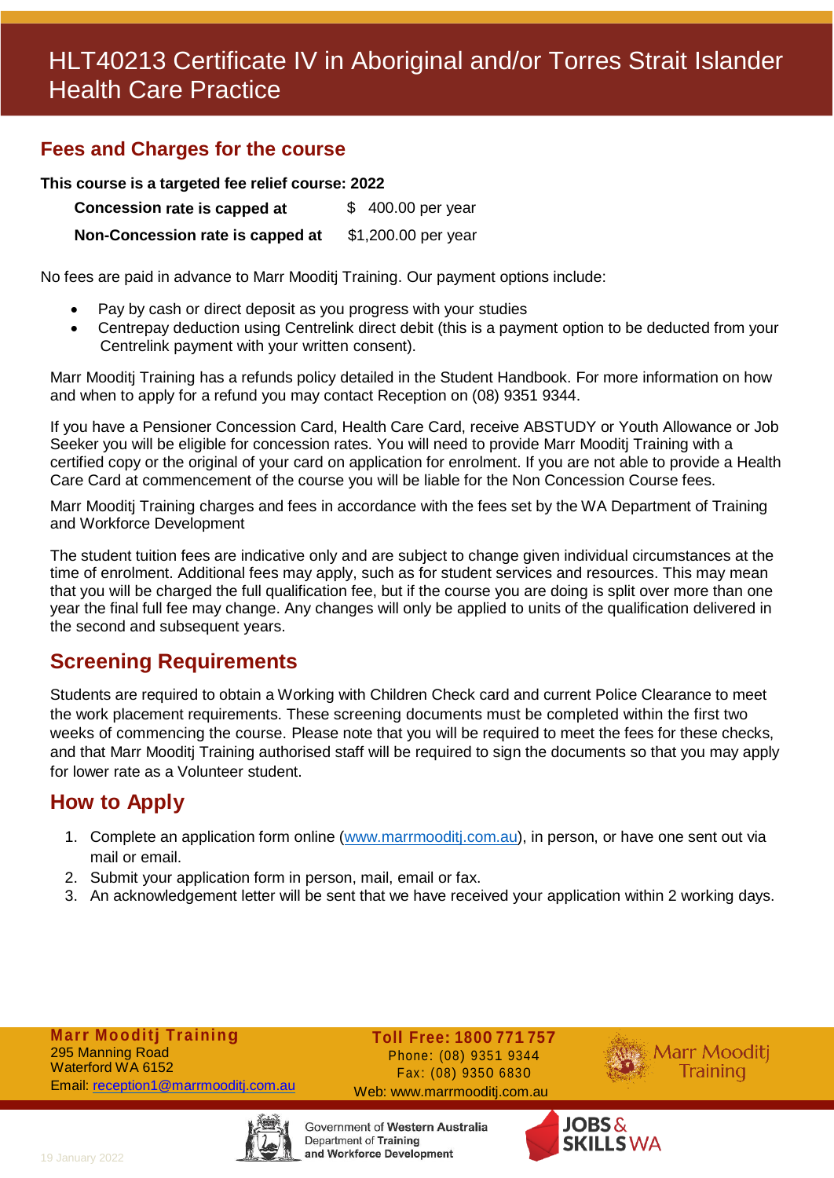# HLT40213 Certificate IV in Aboriginal and/or Torres Strait Islander Health Care Practice

## Fees and Charges for the course

**This course is a targeted fee relief course: 2022**

| | |
|---|---|
| **Concession rate is capped at** | $ 400.00 per year |
| **Non-Concession rate is capped at** | $1,200.00 per year |

No fees are paid in advance to Marr Mooditj Training. Our payment options include:

- Pay by cash or direct deposit as you progress with your studies
- Centrepay deduction using Centrelink direct debit (this is a payment option to be deducted from your Centrelink payment with your written consent).

Marr Mooditj Training has a refunds policy detailed in the Student Handbook. For more information on how and when to apply for a refund you may contact Reception on (08) 9351 9344.

If you have a Pensioner Concession Card, Health Care Card, receive ABSTUDY or Youth Allowance or Job Seeker you will be eligible for concession rates. You will need to provide Marr Mooditj Training with a certified copy or the original of your card on application for enrolment. If you are not able to provide a Health Care Card at commencement of the course you will be liable for the Non Concession Course fees.

Marr Mooditj Training charges and fees in accordance with the fees set by the WA Department of Training and Workforce Development

The student tuition fees are indicative only and are subject to change given individual circumstances at the time of enrolment. Additional fees may apply, such as for student services and resources. This may mean that you will be charged the full qualification fee, but if the course you are doing is split over more than one year the final full fee may change. Any changes will only be applied to units of the qualification delivered in the second and subsequent years.

## Screening Requirements

Students are required to obtain a Working with Children Check card and current Police Clearance to meet the work placement requirements. These screening documents must be completed within the first two weeks of commencing the course. Please note that you will be required to meet the fees for these checks, and that Marr Mooditj Training authorised staff will be required to sign the documents so that you may apply for lower rate as a Volunteer student.

## How to Apply

1. Complete an application form online (www.marrmooditj.com.au), in person, or have one sent out via mail or email.
2. Submit your application form in person, mail, email or fax.
3. An acknowledgement letter will be sent that we have received your application within 2 working days.

**Marr Mooditj Training**
295 Manning Road
Waterford WA 6152
Email: reception1@marrmooditj.com.au

**Toll Free: 1800 771 757**
Phone: (08) 9351 9344
Fax: (08) 9350 6830
Web: www.marrmooditj.com.au

Marr Mooditj Training

Government of Western Australia
Department of Training and Workforce Development

JOBS & SKILLS WA

19 January 2022